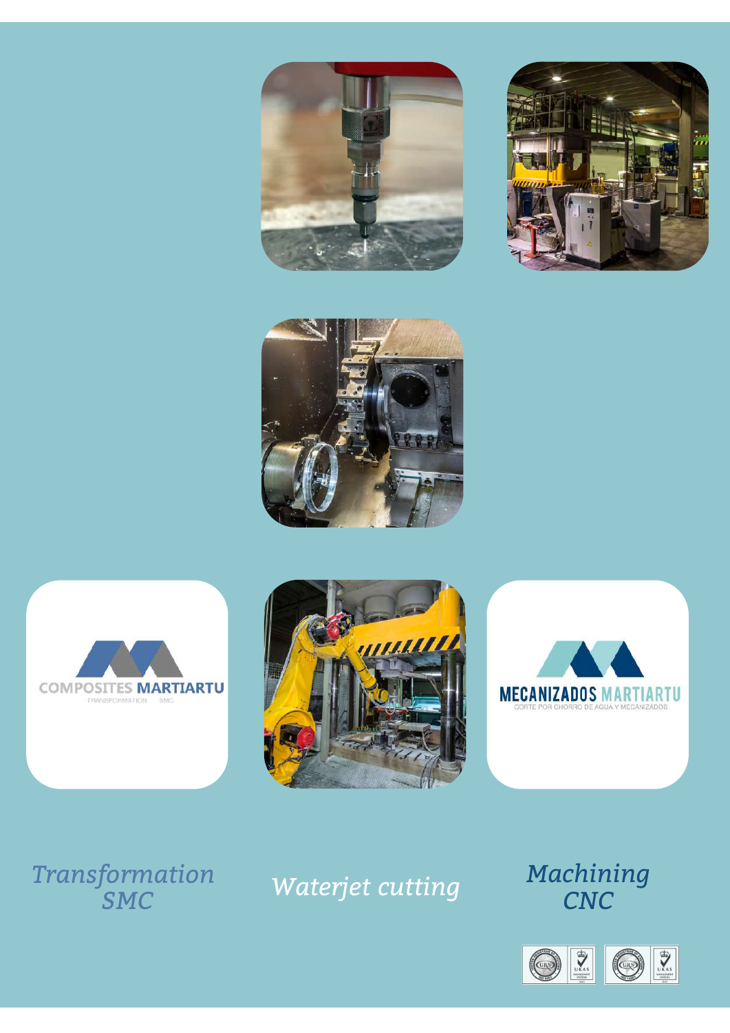COMPOSITES MARTIARTU

TRANSFORMATION SMC

MECANIZADOS MARTIARTU

CORTE POR CHORRO DE AGUA Y MECANIZADOS

*Transformation SMC*

*Waterjet cutting*

*Machining CNC*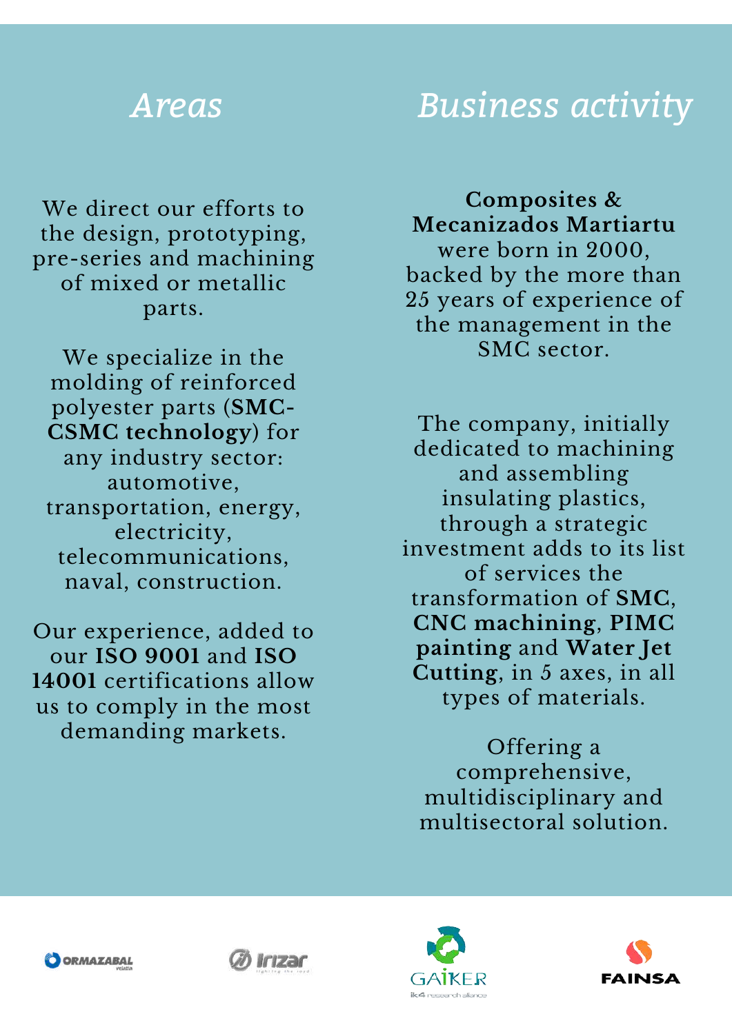## *Areas*

We direct our efforts to the design, prototyping, pre-series and machining of mixed or metallic parts.

We specialize in the molding of reinforced polyester parts (**SMC-CSMC technology**) for any industry sector: automotive, transportation, energy, electricity, telecommunications, naval, construction.

Our experience, added to our **ISO 9001** and **ISO 14001** certifications allow us to comply in the most demanding markets.

## *Business activity*

**Composites & Mecanizados Martiartu** were born in 2000, backed by the more than 25 years of experience of the management in the SMC sector.

The company, initially dedicated to machining and assembling insulating plastics, through a strategic investment adds to its list of services the transformation of **SMC**, **CNC machining**, **PIMC painting** and **Water Jet Cutting**, in 5 axes, in all types of materials.

Offering a comprehensive, multidisciplinary and multisectoral solution.

ORMAZABAL velatia

Irizar lighting the road

GAIKER ik4 research alliance

FAINSA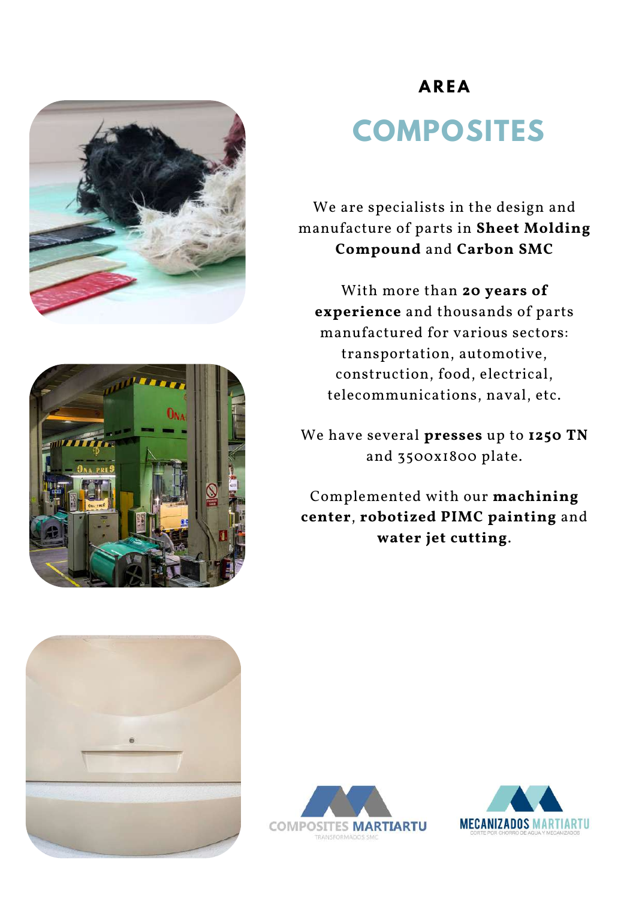## AREA

# COMPOSITES

We are specialists in the design and manufacture of parts in **Sheet Molding Compound** and **Carbon SMC**

With more than **20 years of experience** and thousands of parts manufactured for various sectors: transportation, automotive, construction, food, electrical, telecommunications, naval, etc.

We have several **presses** up to **1250 TN** and 3500x1800 plate.

Complemented with our **machining center**, **robotized PIMC painting** and **water jet cutting**.

COMPOSITES MARTIARTU
TRANSFORMADOS SMC

MECANIZADOS MARTIARTU
CORTE POR CHORRO DE AGUA Y MECANIZADOS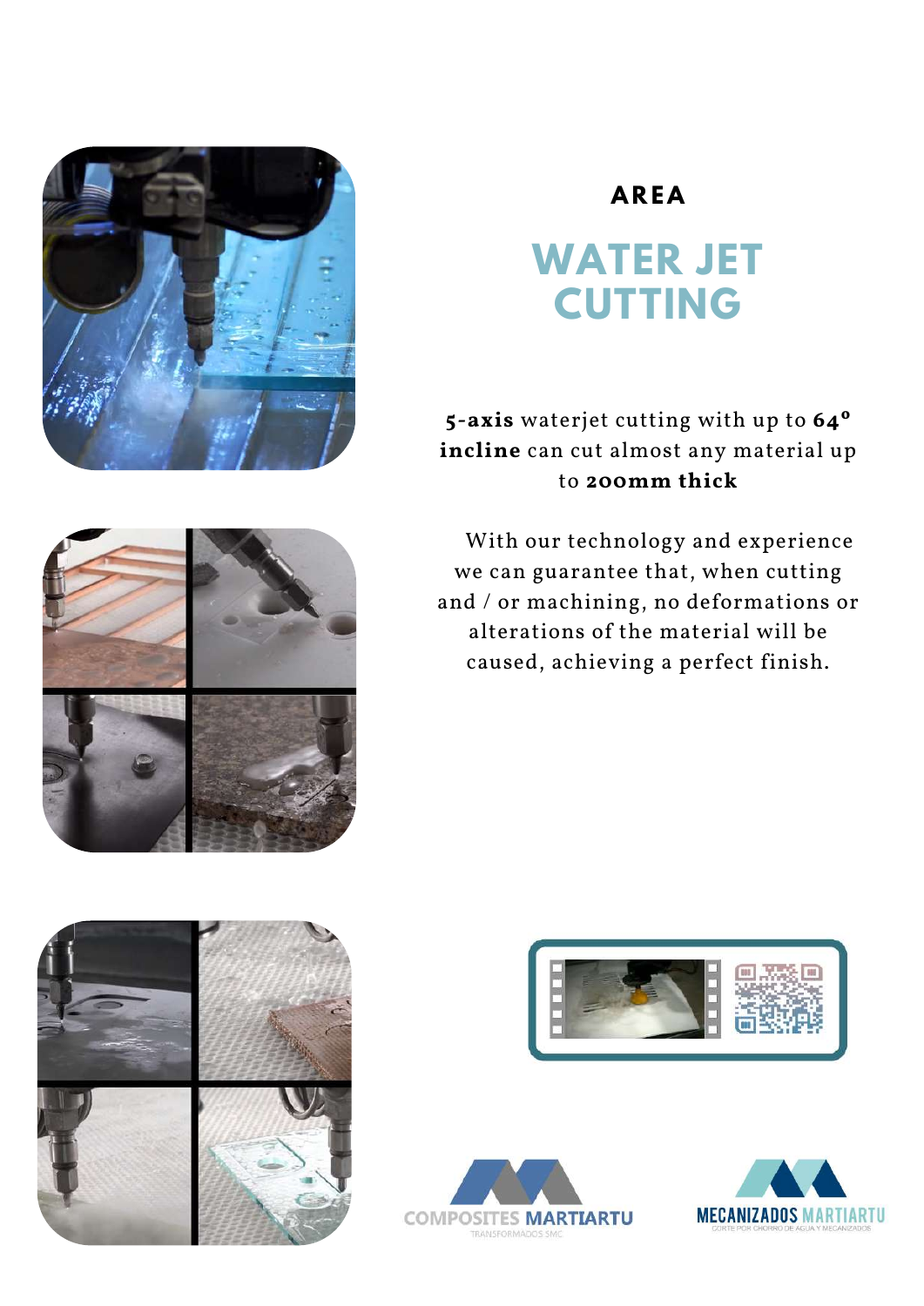**AREA**

# WATER JET CUTTING

**5-axis** waterjet cutting with up to **64º incline** can cut almost any material up to **200mm thick**

With our technology and experience we can guarantee that, when cutting and / or machining, no deformations or alterations of the material will be caused, achieving a perfect finish.

COMPOSITES MARTIARTU
TRANSFORMADOS SMC

MECANIZADOS MARTIARTU
CORTE POR CHORRO DE AGUA Y MECANIZADOS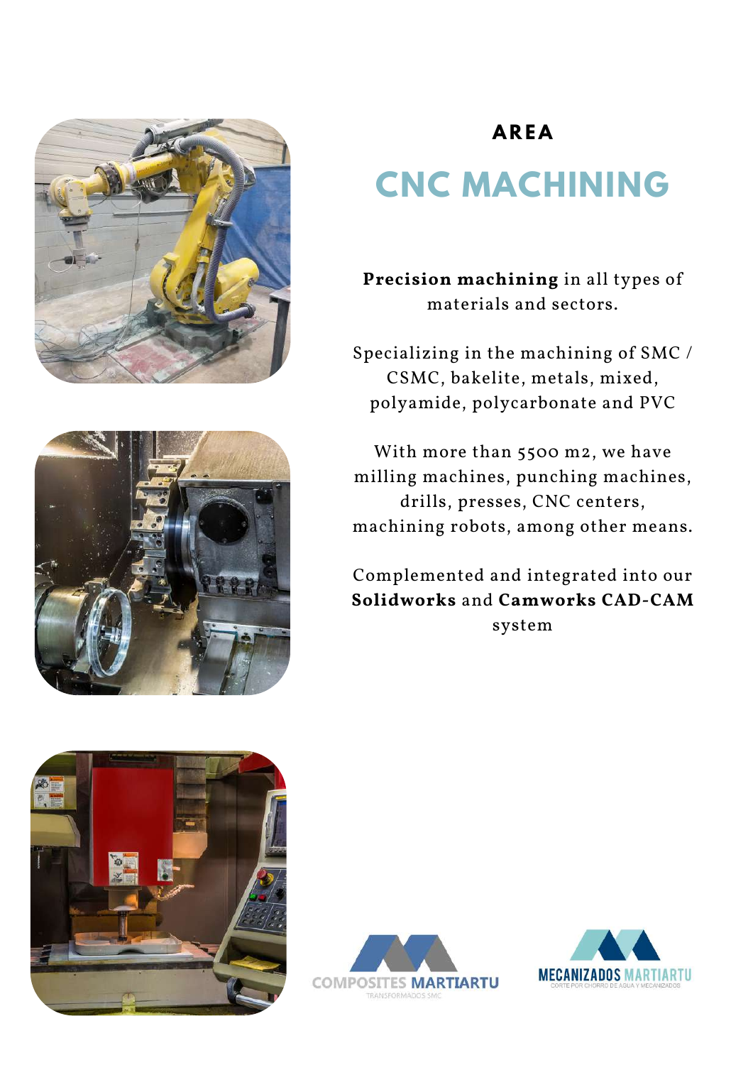**AREA**

# CNC MACHINING

**Precision machining** in all types of materials and sectors.

Specializing in the machining of SMC / CSMC, bakelite, metals, mixed, polyamide, polycarbonate and PVC

With more than 5500 m2, we have milling machines, punching machines, drills, presses, CNC centers, machining robots, among other means.

Complemented and integrated into our **Solidworks** and **Camworks CAD-CAM** system

COMPOSITES MARTIARTU
TRANSFORMADOS SMC

MECANIZADOS MARTIARTU
CORTE POR CHORRO DE AGUA Y MECANIZADOS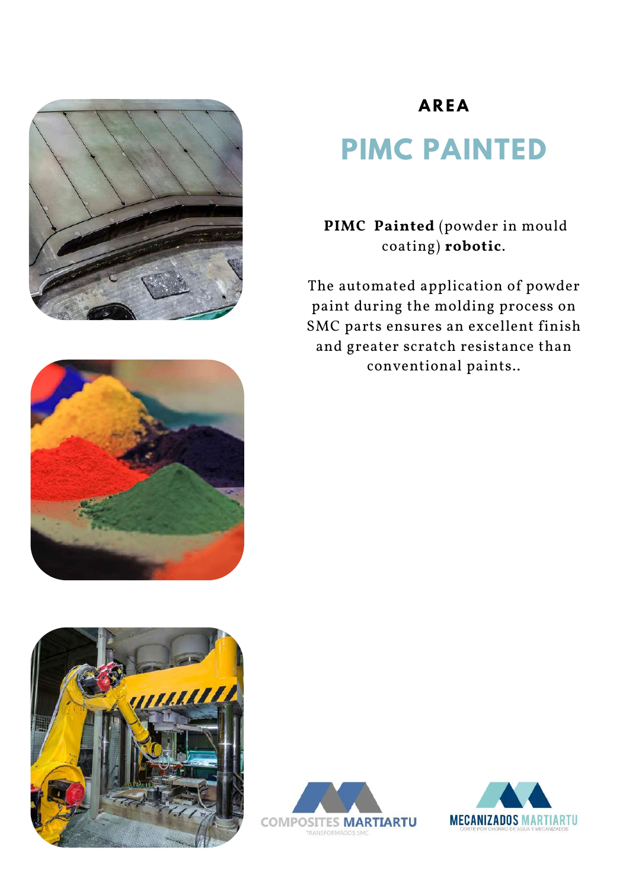**AREA**

# PIMC PAINTED

**PIMC Painted** (powder in mould coating) **robotic**.

The automated application of powder paint during the molding process on SMC parts ensures an excellent finish and greater scratch resistance than conventional paints..

COMPOSITES MARTIARTU
TRANSFORMADOS SMC

MECANIZADOS MARTIARTU
CORTE POR CHORRO DE AGUA Y MECANIZADOS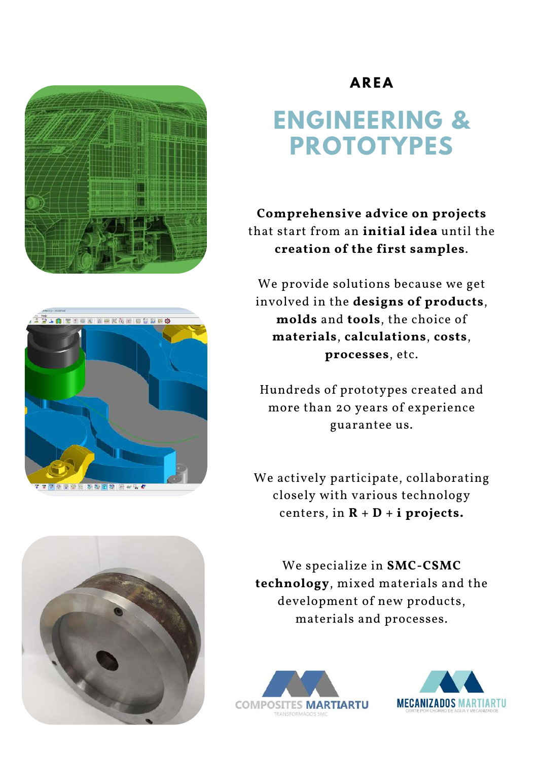## AREA

# ENGINEERING & PROTOTYPES

**Comprehensive advice on projects** that start from an **initial idea** until the **creation of the first samples**.

We provide solutions because we get involved in the **designs of products**, **molds** and **tools**, the choice of **materials**, **calculations**, **costs**, **processes**, etc.

Hundreds of prototypes created and more than 20 years of experience guarantee us.

We actively participate, collaborating closely with various technology centers, in **R + D + i projects.**

We specialize in **SMC-CSMC technology**, mixed materials and the development of new products, materials and processes.

COMPOSITES MARTIARTU
TRANSFORMADOS SMC

MECANIZADOS MARTIARTU
CORTE POR CHORRO DE AGUA Y MECANIZADOS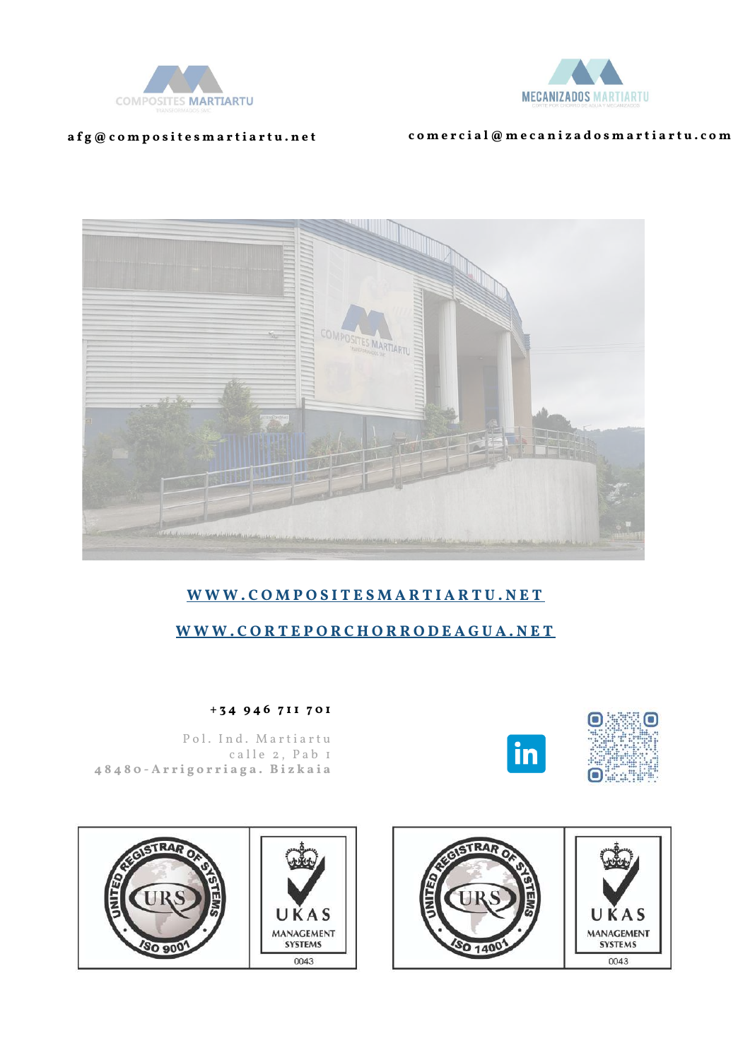COMPOSITES MARTIARTU

MECANIZADOS MARTIARTU

afg@compositesmartiartu.net

comercial@mecanizadosmartiartu.com

[WWW.COMPOSITESMARTIARTU.NET](http://www.compositesmartiartu.net)

[WWW.CORTEPORCHORRODEAGUA.NET](http://www.corteporchorrodeagua.net)

**+34 946 711 701**

Pol. Ind. Martiartu
calle 2, Pab 1
**48480-Arrigorriaga. Bizkaia**